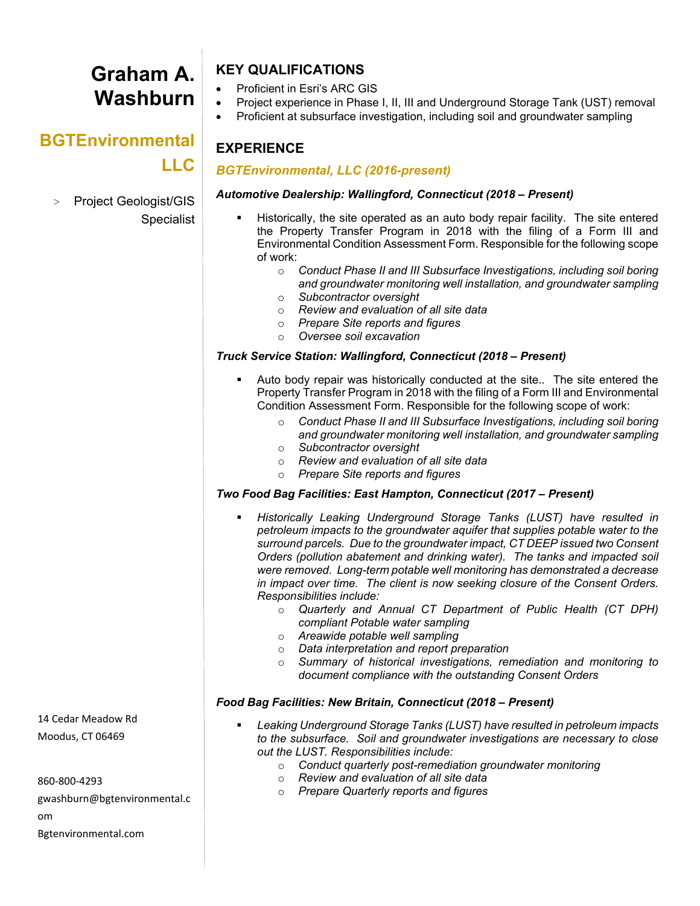# Graham A. Washburn

## BGTEnvironmental LLC

> Project Geologist/GIS Specialist

14 Cedar Meadow Rd
Moodus, CT 06469

860-800-4293
gwashburn@bgtenvironmental.com
Bgtenvironmental.com

## KEY QUALIFICATIONS

- Proficient in Esri's ARC GIS
- Project experience in Phase I, II, III and Underground Storage Tank (UST) removal
- Proficient at subsurface investigation, including soil and groundwater sampling

## EXPERIENCE

### *BGTEnvironmental, LLC (2016-present)*

***Automotive Dealership: Wallingford, Connecticut (2018 – Present)***

- Historically, the site operated as an auto body repair facility. The site entered the Property Transfer Program in 2018 with the filing of a Form III and Environmental Condition Assessment Form. Responsible for the following scope of work:
  - *Conduct Phase II and III Subsurface Investigations, including soil boring and groundwater monitoring well installation, and groundwater sampling*
  - *Subcontractor oversight*
  - *Review and evaluation of all site data*
  - *Prepare Site reports and figures*
  - *Oversee soil excavation*

***Truck Service Station: Wallingford, Connecticut (2018 – Present)***

- Auto body repair was historically conducted at the site.. The site entered the Property Transfer Program in 2018 with the filing of a Form III and Environmental Condition Assessment Form. Responsible for the following scope of work:
  - *Conduct Phase II and III Subsurface Investigations, including soil boring and groundwater monitoring well installation, and groundwater sampling*
  - *Subcontractor oversight*
  - *Review and evaluation of all site data*
  - *Prepare Site reports and figures*

***Two Food Bag Facilities: East Hampton, Connecticut (2017 – Present)***

- *Historically Leaking Underground Storage Tanks (LUST) have resulted in petroleum impacts to the groundwater aquifer that supplies potable water to the surround parcels. Due to the groundwater impact, CT DEEP issued two Consent Orders (pollution abatement and drinking water). The tanks and impacted soil were removed. Long-term potable well monitoring has demonstrated a decrease in impact over time. The client is now seeking closure of the Consent Orders. Responsibilities include:*
  - *Quarterly and Annual CT Department of Public Health (CT DPH) compliant Potable water sampling*
  - *Areawide potable well sampling*
  - *Data interpretation and report preparation*
  - *Summary of historical investigations, remediation and monitoring to document compliance with the outstanding Consent Orders*

***Food Bag Facilities: New Britain, Connecticut (2018 – Present)***

- *Leaking Underground Storage Tanks (LUST) have resulted in petroleum impacts to the subsurface. Soil and groundwater investigations are necessary to close out the LUST. Responsibilities include:*
  - *Conduct quarterly post-remediation groundwater monitoring*
  - *Review and evaluation of all site data*
  - *Prepare Quarterly reports and figures*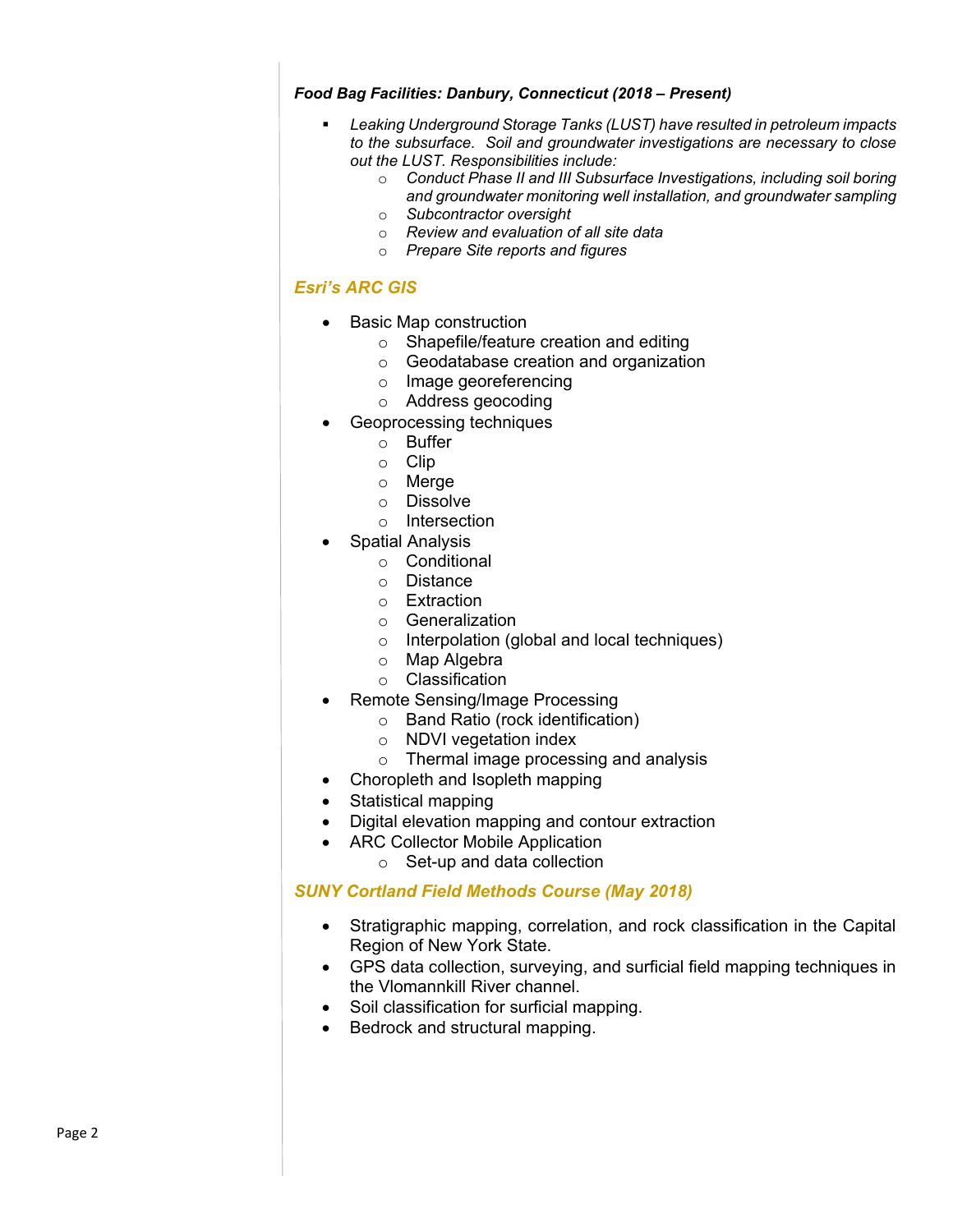***Food Bag Facilities: Danbury, Connecticut (2018 – Present)***

- *Leaking Underground Storage Tanks (LUST) have resulted in petroleum impacts to the subsurface. Soil and groundwater investigations are necessary to close out the LUST. Responsibilities include:*
    - *Conduct Phase II and III Subsurface Investigations, including soil boring and groundwater monitoring well installation, and groundwater sampling*
    - *Subcontractor oversight*
    - *Review and evaluation of all site data*
    - *Prepare Site reports and figures*

### *Esri's ARC GIS*

- Basic Map construction
    - Shapefile/feature creation and editing
    - Geodatabase creation and organization
    - Image georeferencing
    - Address geocoding
- Geoprocessing techniques
    - Buffer
    - Clip
    - Merge
    - Dissolve
    - Intersection
- Spatial Analysis
    - Conditional
    - Distance
    - Extraction
    - Generalization
    - Interpolation (global and local techniques)
    - Map Algebra
    - Classification
- Remote Sensing/Image Processing
    - Band Ratio (rock identification)
    - NDVI vegetation index
    - Thermal image processing and analysis
- Choropleth and Isopleth mapping
- Statistical mapping
- Digital elevation mapping and contour extraction
- ARC Collector Mobile Application
    - Set-up and data collection

### *SUNY Cortland Field Methods Course (May 2018)*

- Stratigraphic mapping, correlation, and rock classification in the Capital Region of New York State.
- GPS data collection, surveying, and surficial field mapping techniques in the Vlomannkill River channel.
- Soil classification for surficial mapping.
- Bedrock and structural mapping.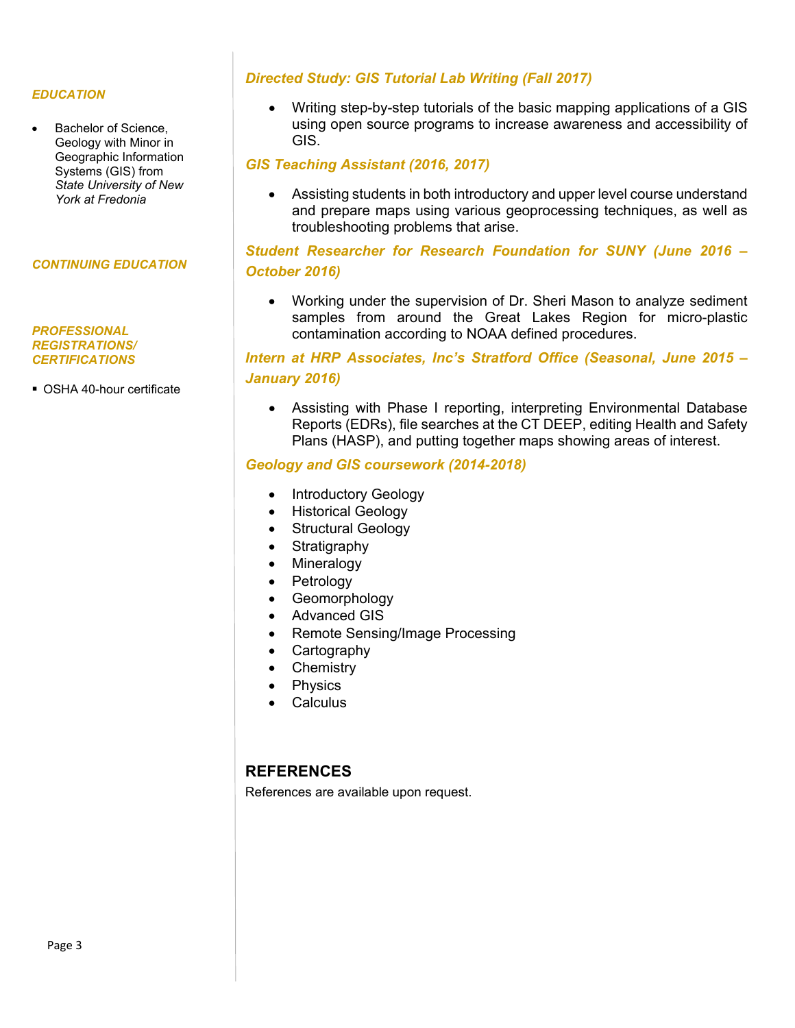***EDUCATION***

- Bachelor of Science, Geology with Minor in Geographic Information Systems (GIS) from *State University of New York at Fredonia*

***CONTINUING EDUCATION***

***PROFESSIONAL REGISTRATIONS/ CERTIFICATIONS***

- OSHA 40-hour certificate

***Directed Study: GIS Tutorial Lab Writing (Fall 2017)***

- Writing step-by-step tutorials of the basic mapping applications of a GIS using open source programs to increase awareness and accessibility of GIS.

***GIS Teaching Assistant (2016, 2017)***

- Assisting students in both introductory and upper level course understand and prepare maps using various geoprocessing techniques, as well as troubleshooting problems that arise.

***Student Researcher for Research Foundation for SUNY (June 2016 – October 2016)***

- Working under the supervision of Dr. Sheri Mason to analyze sediment samples from around the Great Lakes Region for micro-plastic contamination according to NOAA defined procedures.

***Intern at HRP Associates, Inc's Stratford Office (Seasonal, June 2015 – January 2016)***

- Assisting with Phase I reporting, interpreting Environmental Database Reports (EDRs), file searches at the CT DEEP, editing Health and Safety Plans (HASP), and putting together maps showing areas of interest.

***Geology and GIS coursework (2014-2018)***

- Introductory Geology
- Historical Geology
- Structural Geology
- Stratigraphy
- Mineralogy
- Petrology
- Geomorphology
- Advanced GIS
- Remote Sensing/Image Processing
- Cartography
- Chemistry
- Physics
- Calculus

## REFERENCES

References are available upon request.